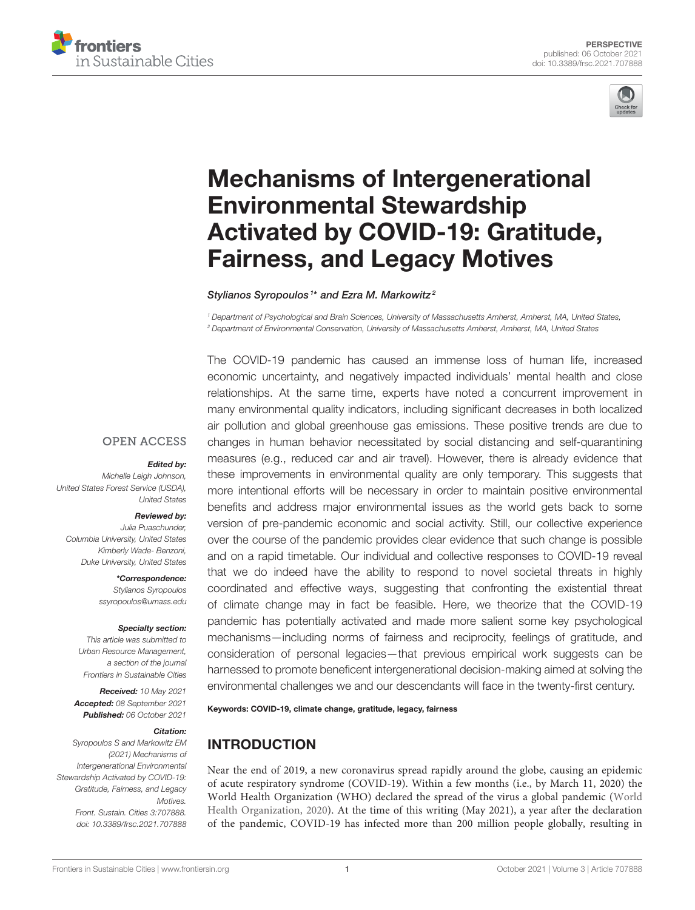PERSPECTIVE
published: 06 October 2021
doi: 10.3389/frsc.2021.707888

# Mechanisms of Intergenerational Environmental Stewardship Activated by COVID-19: Gratitude, Fairness, and Legacy Motives

*Stylianos Syropoulos[1]\* and Ezra M. Markowitz[2]*

[1] Department of Psychological and Brain Sciences, University of Massachusetts Amherst, Amherst, MA, United States,
[2] Department of Environmental Conservation, University of Massachusetts Amherst, Amherst, MA, United States

OPEN ACCESS

***Edited by:***
*Michelle Leigh Johnson, United States Forest Service (USDA), United States*

***Reviewed by:***
*Julia Puaschunder, Columbia University, United States*
*Kimberly Wade- Benzoni, Duke University, United States*

***\*Correspondence:***
*Stylianos Syropoulos*
*ssyropoulos@umass.edu*

***Specialty section:***
*This article was submitted to Urban Resource Management, a section of the journal Frontiers in Sustainable Cities*

***Received:*** *10 May 2021*
***Accepted:*** *08 September 2021*
***Published:*** *06 October 2021*

***Citation:***
*Syropoulos S and Markowitz EM (2021) Mechanisms of Intergenerational Environmental Stewardship Activated by COVID-19: Gratitude, Fairness, and Legacy Motives. Front. Sustain. Cities 3:707888. doi: 10.3389/frsc.2021.707888*

The COVID-19 pandemic has caused an immense loss of human life, increased economic uncertainty, and negatively impacted individuals' mental health and close relationships. At the same time, experts have noted a concurrent improvement in many environmental quality indicators, including significant decreases in both localized air pollution and global greenhouse gas emissions. These positive trends are due to changes in human behavior necessitated by social distancing and self-quarantining measures (e.g., reduced car and air travel). However, there is already evidence that these improvements in environmental quality are only temporary. This suggests that more intentional efforts will be necessary in order to maintain positive environmental benefits and address major environmental issues as the world gets back to some version of pre-pandemic economic and social activity. Still, our collective experience over the course of the pandemic provides clear evidence that such change is possible and on a rapid timetable. Our individual and collective responses to COVID-19 reveal that we do indeed have the ability to respond to novel societal threats in highly coordinated and effective ways, suggesting that confronting the existential threat of climate change may in fact be feasible. Here, we theorize that the COVID-19 pandemic has potentially activated and made more salient some key psychological mechanisms—including norms of fairness and reciprocity, feelings of gratitude, and consideration of personal legacies—that previous empirical work suggests can be harnessed to promote beneficent intergenerational decision-making aimed at solving the environmental challenges we and our descendants will face in the twenty-first century.

**Keywords: COVID-19, climate change, gratitude, legacy, fairness**

## INTRODUCTION

Near the end of 2019, a new coronavirus spread rapidly around the globe, causing an epidemic of acute respiratory syndrome (COVID-19). Within a few months (i.e., by March 11, 2020) the World Health Organization (WHO) declared the spread of the virus a global pandemic (World Health Organization, 2020). At the time of this writing (May 2021), a year after the declaration of the pandemic, COVID-19 has infected more than 200 million people globally, resulting in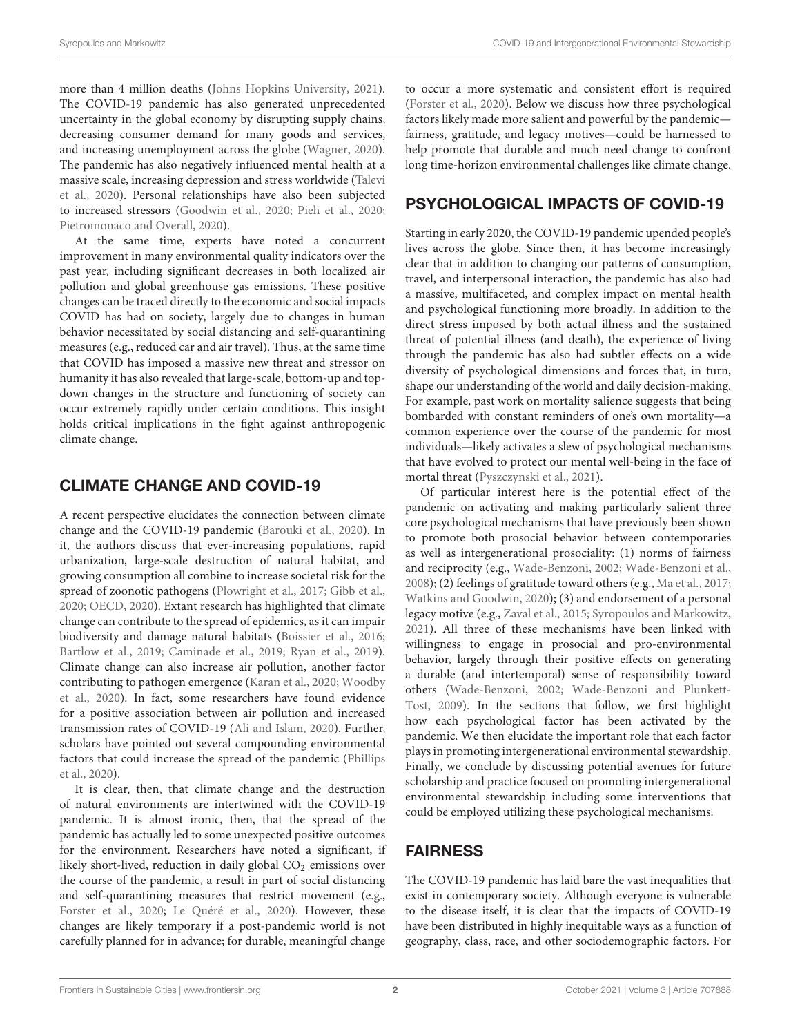more than 4 million deaths (Johns Hopkins University, 2021). The COVID-19 pandemic has also generated unprecedented uncertainty in the global economy by disrupting supply chains, decreasing consumer demand for many goods and services, and increasing unemployment across the globe (Wagner, 2020). The pandemic has also negatively influenced mental health at a massive scale, increasing depression and stress worldwide (Talevi et al., 2020). Personal relationships have also been subjected to increased stressors (Goodwin et al., 2020; Pieh et al., 2020; Pietromonaco and Overall, 2020).

At the same time, experts have noted a concurrent improvement in many environmental quality indicators over the past year, including significant decreases in both localized air pollution and global greenhouse gas emissions. These positive changes can be traced directly to the economic and social impacts COVID has had on society, largely due to changes in human behavior necessitated by social distancing and self-quarantining measures (e.g., reduced car and air travel). Thus, at the same time that COVID has imposed a massive new threat and stressor on humanity it has also revealed that large-scale, bottom-up and top-down changes in the structure and functioning of society can occur extremely rapidly under certain conditions. This insight holds critical implications in the fight against anthropogenic climate change.

## CLIMATE CHANGE AND COVID-19

A recent perspective elucidates the connection between climate change and the COVID-19 pandemic (Barouki et al., 2020). In it, the authors discuss that ever-increasing populations, rapid urbanization, large-scale destruction of natural habitat, and growing consumption all combine to increase societal risk for the spread of zoonotic pathogens (Plowright et al., 2017; Gibb et al., 2020; OECD, 2020). Extant research has highlighted that climate change can contribute to the spread of epidemics, as it can impair biodiversity and damage natural habitats (Boissier et al., 2016; Bartlow et al., 2019; Caminade et al., 2019; Ryan et al., 2019). Climate change can also increase air pollution, another factor contributing to pathogen emergence (Karan et al., 2020; Woodby et al., 2020). In fact, some researchers have found evidence for a positive association between air pollution and increased transmission rates of COVID-19 (Ali and Islam, 2020). Further, scholars have pointed out several compounding environmental factors that could increase the spread of the pandemic (Phillips et al., 2020).

It is clear, then, that climate change and the destruction of natural environments are intertwined with the COVID-19 pandemic. It is almost ironic, then, that the spread of the pandemic has actually led to some unexpected positive outcomes for the environment. Researchers have noted a significant, if likely short-lived, reduction in daily global $CO_2$ emissions over the course of the pandemic, a result in part of social distancing and self-quarantining measures that restrict movement (e.g., Forster et al., 2020; Le Quéré et al., 2020). However, these changes are likely temporary if a post-pandemic world is not carefully planned for in advance; for durable, meaningful change to occur a more systematic and consistent effort is required (Forster et al., 2020). Below we discuss how three psychological factors likely made more salient and powerful by the pandemic—fairness, gratitude, and legacy motives—could be harnessed to help promote that durable and much need change to confront long time-horizon environmental challenges like climate change.

## PSYCHOLOGICAL IMPACTS OF COVID-19

Starting in early 2020, the COVID-19 pandemic upended people's lives across the globe. Since then, it has become increasingly clear that in addition to changing our patterns of consumption, travel, and interpersonal interaction, the pandemic has also had a massive, multifaceted, and complex impact on mental health and psychological functioning more broadly. In addition to the direct stress imposed by both actual illness and the sustained threat of potential illness (and death), the experience of living through the pandemic has also had subtler effects on a wide diversity of psychological dimensions and forces that, in turn, shape our understanding of the world and daily decision-making. For example, past work on mortality salience suggests that being bombarded with constant reminders of one's own mortality—a common experience over the course of the pandemic for most individuals—likely activates a slew of psychological mechanisms that have evolved to protect our mental well-being in the face of mortal threat (Pyszczynski et al., 2021).

Of particular interest here is the potential effect of the pandemic on activating and making particularly salient three core psychological mechanisms that have previously been shown to promote both prosocial behavior between contemporaries as well as intergenerational prosociality: (1) norms of fairness and reciprocity (e.g., Wade-Benzoni, 2002; Wade-Benzoni et al., 2008); (2) feelings of gratitude toward others (e.g., Ma et al., 2017; Watkins and Goodwin, 2020); (3) and endorsement of a personal legacy motive (e.g., Zaval et al., 2015; Syropoulos and Markowitz, 2021). All three of these mechanisms have been linked with willingness to engage in prosocial and pro-environmental behavior, largely through their positive effects on generating a durable (and intertemporal) sense of responsibility toward others (Wade-Benzoni, 2002; Wade-Benzoni and Plunkett-Tost, 2009). In the sections that follow, we first highlight how each psychological factor has been activated by the pandemic. We then elucidate the important role that each factor plays in promoting intergenerational environmental stewardship. Finally, we conclude by discussing potential avenues for future scholarship and practice focused on promoting intergenerational environmental stewardship including some interventions that could be employed utilizing these psychological mechanisms.

## FAIRNESS

The COVID-19 pandemic has laid bare the vast inequalities that exist in contemporary society. Although everyone is vulnerable to the disease itself, it is clear that the impacts of COVID-19 have been distributed in highly inequitable ways as a function of geography, class, race, and other sociodemographic factors. For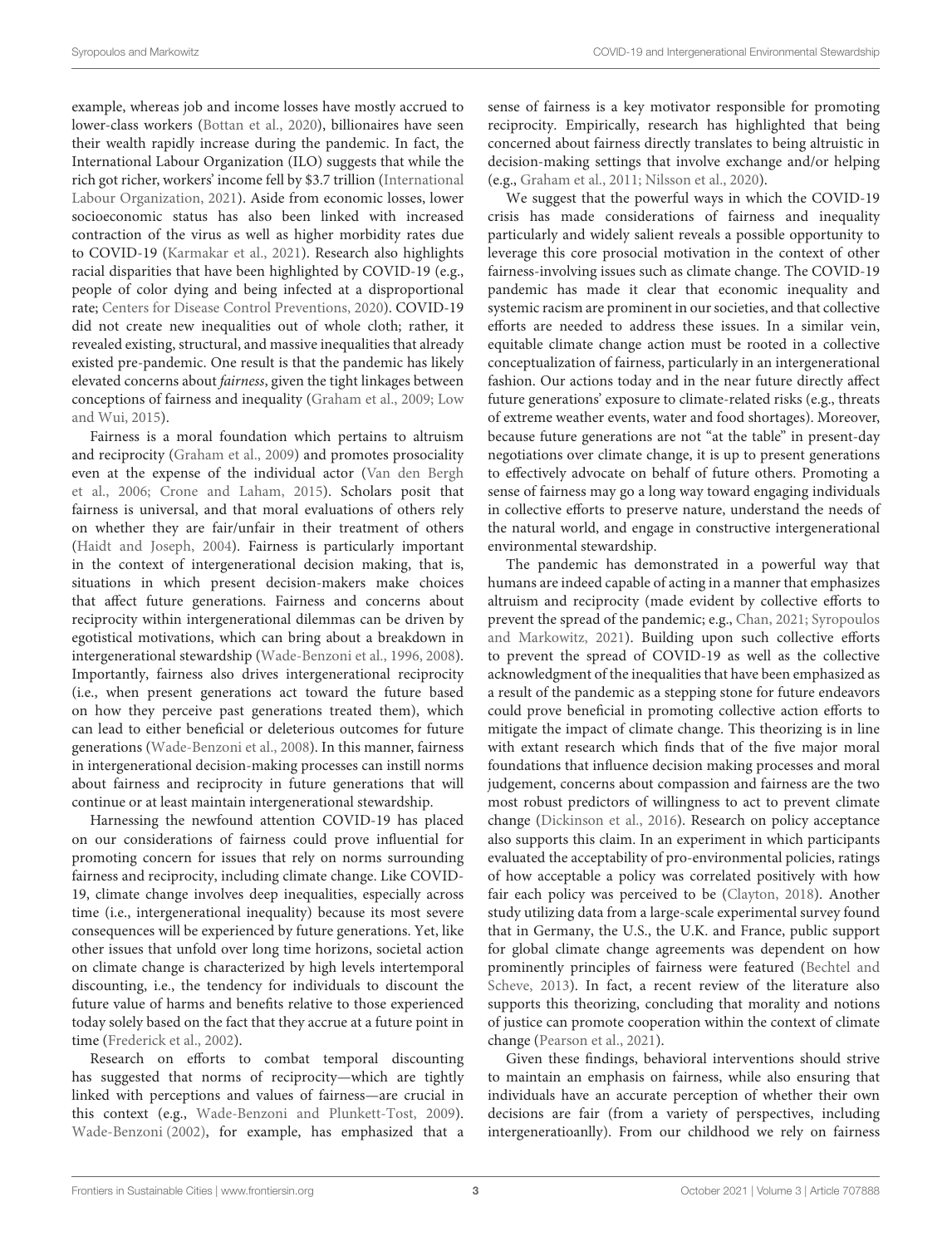example, whereas job and income losses have mostly accrued to lower-class workers (Bottan et al., 2020), billionaires have seen their wealth rapidly increase during the pandemic. In fact, the International Labour Organization (ILO) suggests that while the rich got richer, workers' income fell by $3.7 trillion (International Labour Organization, 2021). Aside from economic losses, lower socioeconomic status has also been linked with increased contraction of the virus as well as higher morbidity rates due to COVID-19 (Karmakar et al., 2021). Research also highlights racial disparities that have been highlighted by COVID-19 (e.g., people of color dying and being infected at a disproportional rate; Centers for Disease Control Preventions, 2020). COVID-19 did not create new inequalities out of whole cloth; rather, it revealed existing, structural, and massive inequalities that already existed pre-pandemic. One result is that the pandemic has likely elevated concerns about *fairness*, given the tight linkages between conceptions of fairness and inequality (Graham et al., 2009; Low and Wui, 2015).

Fairness is a moral foundation which pertains to altruism and reciprocity (Graham et al., 2009) and promotes prosociality even at the expense of the individual actor (Van den Bergh et al., 2006; Crone and Laham, 2015). Scholars posit that fairness is universal, and that moral evaluations of others rely on whether they are fair/unfair in their treatment of others (Haidt and Joseph, 2004). Fairness is particularly important in the context of intergenerational decision making, that is, situations in which present decision-makers make choices that affect future generations. Fairness and concerns about reciprocity within intergenerational dilemmas can be driven by egotistical motivations, which can bring about a breakdown in intergenerational stewardship (Wade-Benzoni et al., 1996, 2008). Importantly, fairness also drives intergenerational reciprocity (i.e., when present generations act toward the future based on how they perceive past generations treated them), which can lead to either beneficial or deleterious outcomes for future generations (Wade-Benzoni et al., 2008). In this manner, fairness in intergenerational decision-making processes can instill norms about fairness and reciprocity in future generations that will continue or at least maintain intergenerational stewardship.

Harnessing the newfound attention COVID-19 has placed on our considerations of fairness could prove influential for promoting concern for issues that rely on norms surrounding fairness and reciprocity, including climate change. Like COVID-19, climate change involves deep inequalities, especially across time (i.e., intergenerational inequality) because its most severe consequences will be experienced by future generations. Yet, like other issues that unfold over long time horizons, societal action on climate change is characterized by high levels intertemporal discounting, i.e., the tendency for individuals to discount the future value of harms and benefits relative to those experienced today solely based on the fact that they accrue at a future point in time (Frederick et al., 2002).

Research on efforts to combat temporal discounting has suggested that norms of reciprocity—which are tightly linked with perceptions and values of fairness—are crucial in this context (e.g., Wade-Benzoni and Plunkett-Tost, 2009). Wade-Benzoni (2002), for example, has emphasized that a sense of fairness is a key motivator responsible for promoting reciprocity. Empirically, research has highlighted that being concerned about fairness directly translates to being altruistic in decision-making settings that involve exchange and/or helping (e.g., Graham et al., 2011; Nilsson et al., 2020).

We suggest that the powerful ways in which the COVID-19 crisis has made considerations of fairness and inequality particularly and widely salient reveals a possible opportunity to leverage this core prosocial motivation in the context of other fairness-involving issues such as climate change. The COVID-19 pandemic has made it clear that economic inequality and systemic racism are prominent in our societies, and that collective efforts are needed to address these issues. In a similar vein, equitable climate change action must be rooted in a collective conceptualization of fairness, particularly in an intergenerational fashion. Our actions today and in the near future directly affect future generations' exposure to climate-related risks (e.g., threats of extreme weather events, water and food shortages). Moreover, because future generations are not "at the table" in present-day negotiations over climate change, it is up to present generations to effectively advocate on behalf of future others. Promoting a sense of fairness may go a long way toward engaging individuals in collective efforts to preserve nature, understand the needs of the natural world, and engage in constructive intergenerational environmental stewardship.

The pandemic has demonstrated in a powerful way that humans are indeed capable of acting in a manner that emphasizes altruism and reciprocity (made evident by collective efforts to prevent the spread of the pandemic; e.g., Chan, 2021; Syropoulos and Markowitz, 2021). Building upon such collective efforts to prevent the spread of COVID-19 as well as the collective acknowledgment of the inequalities that have been emphasized as a result of the pandemic as a stepping stone for future endeavors could prove beneficial in promoting collective action efforts to mitigate the impact of climate change. This theorizing is in line with extant research which finds that of the five major moral foundations that influence decision making processes and moral judgement, concerns about compassion and fairness are the two most robust predictors of willingness to act to prevent climate change (Dickinson et al., 2016). Research on policy acceptance also supports this claim. In an experiment in which participants evaluated the acceptability of pro-environmental policies, ratings of how acceptable a policy was correlated positively with how fair each policy was perceived to be (Clayton, 2018). Another study utilizing data from a large-scale experimental survey found that in Germany, the U.S., the U.K. and France, public support for global climate change agreements was dependent on how prominently principles of fairness were featured (Bechtel and Scheve, 2013). In fact, a recent review of the literature also supports this theorizing, concluding that morality and notions of justice can promote cooperation within the context of climate change (Pearson et al., 2021).

Given these findings, behavioral interventions should strive to maintain an emphasis on fairness, while also ensuring that individuals have an accurate perception of whether their own decisions are fair (from a variety of perspectives, including intergeneratioanlly). From our childhood we rely on fairness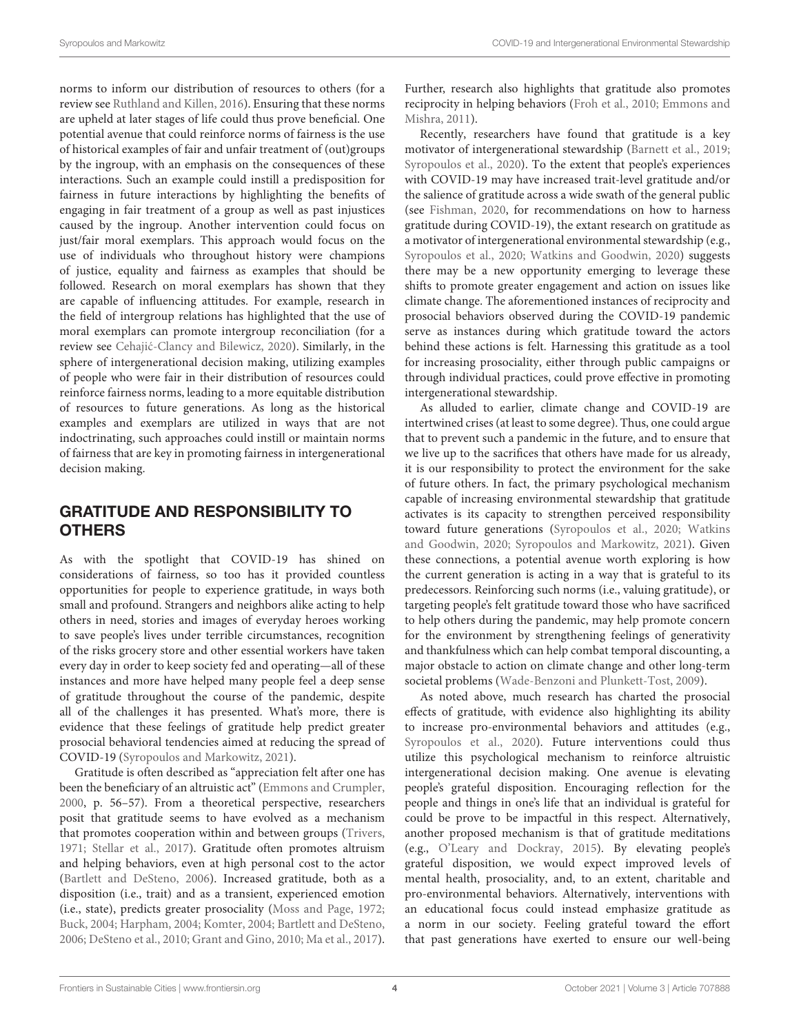norms to inform our distribution of resources to others (for a review see Ruthland and Killen, 2016). Ensuring that these norms are upheld at later stages of life could thus prove beneficial. One potential avenue that could reinforce norms of fairness is the use of historical examples of fair and unfair treatment of (out)groups by the ingroup, with an emphasis on the consequences of these interactions. Such an example could instill a predisposition for fairness in future interactions by highlighting the benefits of engaging in fair treatment of a group as well as past injustices caused by the ingroup. Another intervention could focus on just/fair moral exemplars. This approach would focus on the use of individuals who throughout history were champions of justice, equality and fairness as examples that should be followed. Research on moral exemplars has shown that they are capable of influencing attitudes. For example, research in the field of intergroup relations has highlighted that the use of moral exemplars can promote intergroup reconciliation (for a review see Cehajić-Clancy and Bilewicz, 2020). Similarly, in the sphere of intergenerational decision making, utilizing examples of people who were fair in their distribution of resources could reinforce fairness norms, leading to a more equitable distribution of resources to future generations. As long as the historical examples and exemplars are utilized in ways that are not indoctrinating, such approaches could instill or maintain norms of fairness that are key in promoting fairness in intergenerational decision making.

## GRATITUDE AND RESPONSIBILITY TO OTHERS

As with the spotlight that COVID-19 has shined on considerations of fairness, so too has it provided countless opportunities for people to experience gratitude, in ways both small and profound. Strangers and neighbors alike acting to help others in need, stories and images of everyday heroes working to save people's lives under terrible circumstances, recognition of the risks grocery store and other essential workers have taken every day in order to keep society fed and operating—all of these instances and more have helped many people feel a deep sense of gratitude throughout the course of the pandemic, despite all of the challenges it has presented. What's more, there is evidence that these feelings of gratitude help predict greater prosocial behavioral tendencies aimed at reducing the spread of COVID-19 (Syropoulos and Markowitz, 2021).

Gratitude is often described as "appreciation felt after one has been the beneficiary of an altruistic act" (Emmons and Crumpler, 2000, p. 56–57). From a theoretical perspective, researchers posit that gratitude seems to have evolved as a mechanism that promotes cooperation within and between groups (Trivers, 1971; Stellar et al., 2017). Gratitude often promotes altruism and helping behaviors, even at high personal cost to the actor (Bartlett and DeSteno, 2006). Increased gratitude, both as a disposition (i.e., trait) and as a transient, experienced emotion (i.e., state), predicts greater prosociality (Moss and Page, 1972; Buck, 2004; Harpham, 2004; Komter, 2004; Bartlett and DeSteno, 2006; DeSteno et al., 2010; Grant and Gino, 2010; Ma et al., 2017). Further, research also highlights that gratitude also promotes reciprocity in helping behaviors (Froh et al., 2010; Emmons and Mishra, 2011).

Recently, researchers have found that gratitude is a key motivator of intergenerational stewardship (Barnett et al., 2019; Syropoulos et al., 2020). To the extent that people's experiences with COVID-19 may have increased trait-level gratitude and/or the salience of gratitude across a wide swath of the general public (see Fishman, 2020, for recommendations on how to harness gratitude during COVID-19), the extant research on gratitude as a motivator of intergenerational environmental stewardship (e.g., Syropoulos et al., 2020; Watkins and Goodwin, 2020) suggests there may be a new opportunity emerging to leverage these shifts to promote greater engagement and action on issues like climate change. The aforementioned instances of reciprocity and prosocial behaviors observed during the COVID-19 pandemic serve as instances during which gratitude toward the actors behind these actions is felt. Harnessing this gratitude as a tool for increasing prosociality, either through public campaigns or through individual practices, could prove effective in promoting intergenerational stewardship.

As alluded to earlier, climate change and COVID-19 are intertwined crises (at least to some degree). Thus, one could argue that to prevent such a pandemic in the future, and to ensure that we live up to the sacrifices that others have made for us already, it is our responsibility to protect the environment for the sake of future others. In fact, the primary psychological mechanism capable of increasing environmental stewardship that gratitude activates is its capacity to strengthen perceived responsibility toward future generations (Syropoulos et al., 2020; Watkins and Goodwin, 2020; Syropoulos and Markowitz, 2021). Given these connections, a potential avenue worth exploring is how the current generation is acting in a way that is grateful to its predecessors. Reinforcing such norms (i.e., valuing gratitude), or targeting people's felt gratitude toward those who have sacrificed to help others during the pandemic, may help promote concern for the environment by strengthening feelings of generativity and thankfulness which can help combat temporal discounting, a major obstacle to action on climate change and other long-term societal problems (Wade-Benzoni and Plunkett-Tost, 2009).

As noted above, much research has charted the prosocial effects of gratitude, with evidence also highlighting its ability to increase pro-environmental behaviors and attitudes (e.g., Syropoulos et al., 2020). Future interventions could thus utilize this psychological mechanism to reinforce altruistic intergenerational decision making. One avenue is elevating people's grateful disposition. Encouraging reflection for the people and things in one's life that an individual is grateful for could be prove to be impactful in this respect. Alternatively, another proposed mechanism is that of gratitude meditations (e.g., O'Leary and Dockray, 2015). By elevating people's grateful disposition, we would expect improved levels of mental health, prosociality, and, to an extent, charitable and pro-environmental behaviors. Alternatively, interventions with an educational focus could instead emphasize gratitude as a norm in our society. Feeling grateful toward the effort that past generations have exerted to ensure our well-being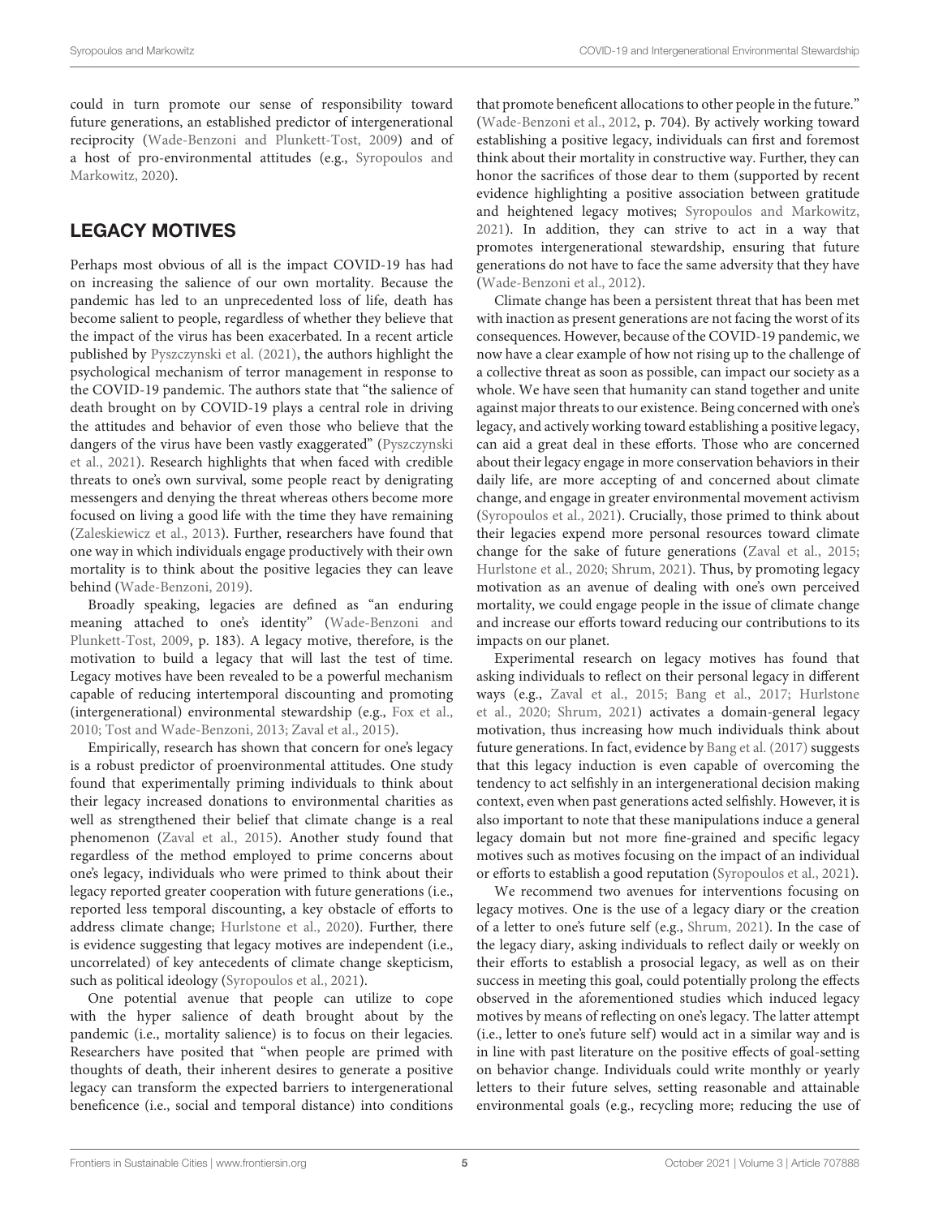could in turn promote our sense of responsibility toward future generations, an established predictor of intergenerational reciprocity (Wade-Benzoni and Plunkett-Tost, 2009) and of a host of pro-environmental attitudes (e.g., Syropoulos and Markowitz, 2020).

## LEGACY MOTIVES

Perhaps most obvious of all is the impact COVID-19 has had on increasing the salience of our own mortality. Because the pandemic has led to an unprecedented loss of life, death has become salient to people, regardless of whether they believe that the impact of the virus has been exacerbated. In a recent article published by Pyszczynski et al. (2021), the authors highlight the psychological mechanism of terror management in response to the COVID-19 pandemic. The authors state that "the salience of death brought on by COVID-19 plays a central role in driving the attitudes and behavior of even those who believe that the dangers of the virus have been vastly exaggerated" (Pyszczynski et al., 2021). Research highlights that when faced with credible threats to one's own survival, some people react by denigrating messengers and denying the threat whereas others become more focused on living a good life with the time they have remaining (Zaleskiewicz et al., 2013). Further, researchers have found that one way in which individuals engage productively with their own mortality is to think about the positive legacies they can leave behind (Wade-Benzoni, 2019).

Broadly speaking, legacies are defined as "an enduring meaning attached to one's identity" (Wade-Benzoni and Plunkett-Tost, 2009, p. 183). A legacy motive, therefore, is the motivation to build a legacy that will last the test of time. Legacy motives have been revealed to be a powerful mechanism capable of reducing intertemporal discounting and promoting (intergenerational) environmental stewardship (e.g., Fox et al., 2010; Tost and Wade-Benzoni, 2013; Zaval et al., 2015).

Empirically, research has shown that concern for one's legacy is a robust predictor of proenvironmental attitudes. One study found that experimentally priming individuals to think about their legacy increased donations to environmental charities as well as strengthened their belief that climate change is a real phenomenon (Zaval et al., 2015). Another study found that regardless of the method employed to prime concerns about one's legacy, individuals who were primed to think about their legacy reported greater cooperation with future generations (i.e., reported less temporal discounting, a key obstacle of efforts to address climate change; Hurlstone et al., 2020). Further, there is evidence suggesting that legacy motives are independent (i.e., uncorrelated) of key antecedents of climate change skepticism, such as political ideology (Syropoulos et al., 2021).

One potential avenue that people can utilize to cope with the hyper salience of death brought about by the pandemic (i.e., mortality salience) is to focus on their legacies. Researchers have posited that "when people are primed with thoughts of death, their inherent desires to generate a positive legacy can transform the expected barriers to intergenerational beneficence (i.e., social and temporal distance) into conditions that promote beneficent allocations to other people in the future." (Wade-Benzoni et al., 2012, p. 704). By actively working toward establishing a positive legacy, individuals can first and foremost think about their mortality in constructive way. Further, they can honor the sacrifices of those dear to them (supported by recent evidence highlighting a positive association between gratitude and heightened legacy motives; Syropoulos and Markowitz, 2021). In addition, they can strive to act in a way that promotes intergenerational stewardship, ensuring that future generations do not have to face the same adversity that they have (Wade-Benzoni et al., 2012).

Climate change has been a persistent threat that has been met with inaction as present generations are not facing the worst of its consequences. However, because of the COVID-19 pandemic, we now have a clear example of how not rising up to the challenge of a collective threat as soon as possible, can impact our society as a whole. We have seen that humanity can stand together and unite against major threats to our existence. Being concerned with one's legacy, and actively working toward establishing a positive legacy, can aid a great deal in these efforts. Those who are concerned about their legacy engage in more conservation behaviors in their daily life, are more accepting of and concerned about climate change, and engage in greater environmental movement activism (Syropoulos et al., 2021). Crucially, those primed to think about their legacies expend more personal resources toward climate change for the sake of future generations (Zaval et al., 2015; Hurlstone et al., 2020; Shrum, 2021). Thus, by promoting legacy motivation as an avenue of dealing with one's own perceived mortality, we could engage people in the issue of climate change and increase our efforts toward reducing our contributions to its impacts on our planet.

Experimental research on legacy motives has found that asking individuals to reflect on their personal legacy in different ways (e.g., Zaval et al., 2015; Bang et al., 2017; Hurlstone et al., 2020; Shrum, 2021) activates a domain-general legacy motivation, thus increasing how much individuals think about future generations. In fact, evidence by Bang et al. (2017) suggests that this legacy induction is even capable of overcoming the tendency to act selfishly in an intergenerational decision making context, even when past generations acted selfishly. However, it is also important to note that these manipulations induce a general legacy domain but not more fine-grained and specific legacy motives such as motives focusing on the impact of an individual or efforts to establish a good reputation (Syropoulos et al., 2021).

We recommend two avenues for interventions focusing on legacy motives. One is the use of a legacy diary or the creation of a letter to one's future self (e.g., Shrum, 2021). In the case of the legacy diary, asking individuals to reflect daily or weekly on their efforts to establish a prosocial legacy, as well as on their success in meeting this goal, could potentially prolong the effects observed in the aforementioned studies which induced legacy motives by means of reflecting on one's legacy. The latter attempt (i.e., letter to one's future self) would act in a similar way and is in line with past literature on the positive effects of goal-setting on behavior change. Individuals could write monthly or yearly letters to their future selves, setting reasonable and attainable environmental goals (e.g., recycling more; reducing the use of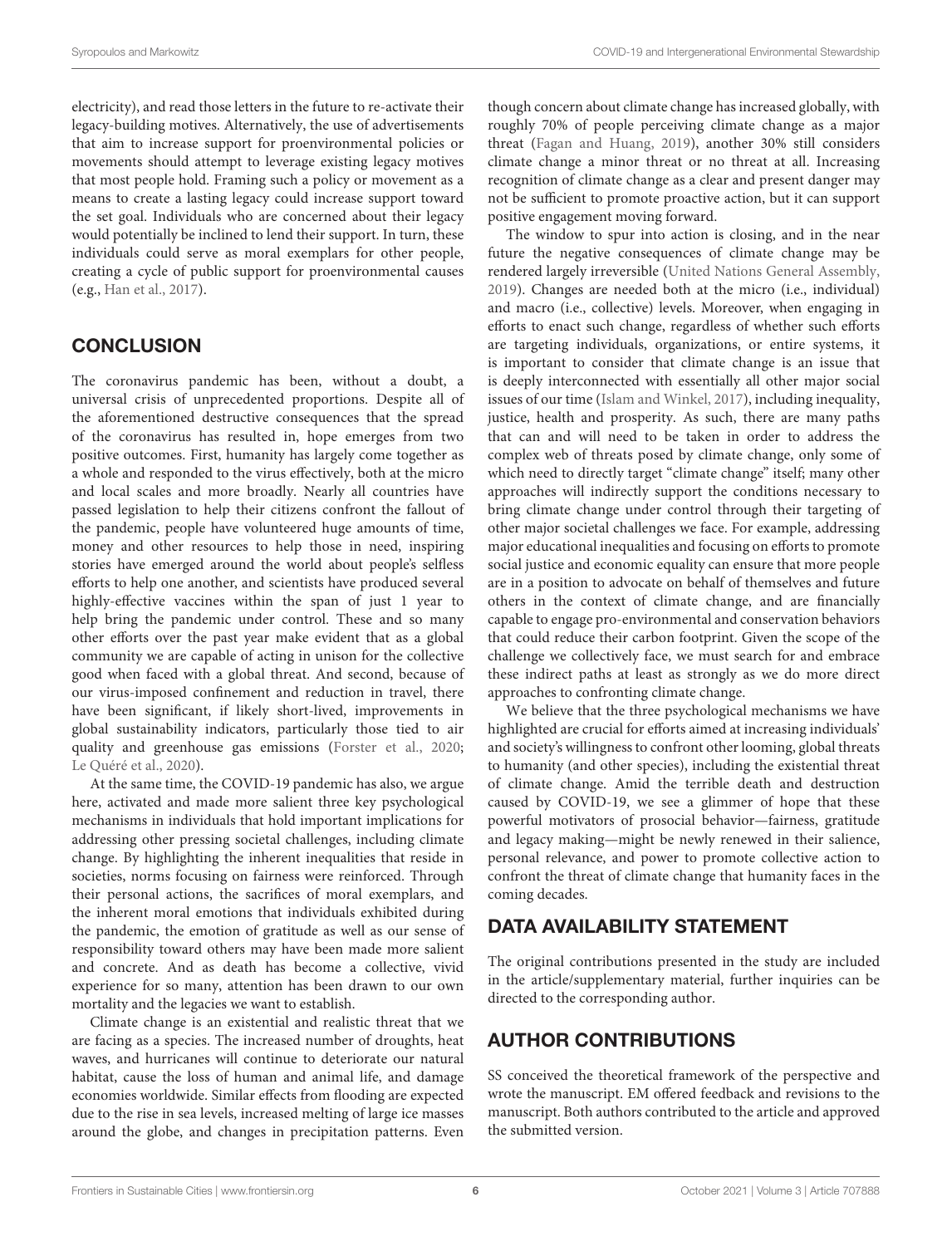electricity), and read those letters in the future to re-activate their legacy-building motives. Alternatively, the use of advertisements that aim to increase support for proenvironmental policies or movements should attempt to leverage existing legacy motives that most people hold. Framing such a policy or movement as a means to create a lasting legacy could increase support toward the set goal. Individuals who are concerned about their legacy would potentially be inclined to lend their support. In turn, these individuals could serve as moral exemplars for other people, creating a cycle of public support for proenvironmental causes (e.g., Han et al., 2017).

## CONCLUSION

The coronavirus pandemic has been, without a doubt, a universal crisis of unprecedented proportions. Despite all of the aforementioned destructive consequences that the spread of the coronavirus has resulted in, hope emerges from two positive outcomes. First, humanity has largely come together as a whole and responded to the virus effectively, both at the micro and local scales and more broadly. Nearly all countries have passed legislation to help their citizens confront the fallout of the pandemic, people have volunteered huge amounts of time, money and other resources to help those in need, inspiring stories have emerged around the world about people's selfless efforts to help one another, and scientists have produced several highly-effective vaccines within the span of just 1 year to help bring the pandemic under control. These and so many other efforts over the past year make evident that as a global community we are capable of acting in unison for the collective good when faced with a global threat. And second, because of our virus-imposed confinement and reduction in travel, there have been significant, if likely short-lived, improvements in global sustainability indicators, particularly those tied to air quality and greenhouse gas emissions (Forster et al., 2020; Le Quéré et al., 2020).

At the same time, the COVID-19 pandemic has also, we argue here, activated and made more salient three key psychological mechanisms in individuals that hold important implications for addressing other pressing societal challenges, including climate change. By highlighting the inherent inequalities that reside in societies, norms focusing on fairness were reinforced. Through their personal actions, the sacrifices of moral exemplars, and the inherent moral emotions that individuals exhibited during the pandemic, the emotion of gratitude as well as our sense of responsibility toward others may have been made more salient and concrete. And as death has become a collective, vivid experience for so many, attention has been drawn to our own mortality and the legacies we want to establish.

Climate change is an existential and realistic threat that we are facing as a species. The increased number of droughts, heat waves, and hurricanes will continue to deteriorate our natural habitat, cause the loss of human and animal life, and damage economies worldwide. Similar effects from flooding are expected due to the rise in sea levels, increased melting of large ice masses around the globe, and changes in precipitation patterns. Even though concern about climate change has increased globally, with roughly 70% of people perceiving climate change as a major threat (Fagan and Huang, 2019), another 30% still considers climate change a minor threat or no threat at all. Increasing recognition of climate change as a clear and present danger may not be sufficient to promote proactive action, but it can support positive engagement moving forward.

The window to spur into action is closing, and in the near future the negative consequences of climate change may be rendered largely irreversible (United Nations General Assembly, 2019). Changes are needed both at the micro (i.e., individual) and macro (i.e., collective) levels. Moreover, when engaging in efforts to enact such change, regardless of whether such efforts are targeting individuals, organizations, or entire systems, it is important to consider that climate change is an issue that is deeply interconnected with essentially all other major social issues of our time (Islam and Winkel, 2017), including inequality, justice, health and prosperity. As such, there are many paths that can and will need to be taken in order to address the complex web of threats posed by climate change, only some of which need to directly target "climate change" itself; many other approaches will indirectly support the conditions necessary to bring climate change under control through their targeting of other major societal challenges we face. For example, addressing major educational inequalities and focusing on efforts to promote social justice and economic equality can ensure that more people are in a position to advocate on behalf of themselves and future others in the context of climate change, and are financially capable to engage pro-environmental and conservation behaviors that could reduce their carbon footprint. Given the scope of the challenge we collectively face, we must search for and embrace these indirect paths at least as strongly as we do more direct approaches to confronting climate change.

We believe that the three psychological mechanisms we have highlighted are crucial for efforts aimed at increasing individuals' and society's willingness to confront other looming, global threats to humanity (and other species), including the existential threat of climate change. Amid the terrible death and destruction caused by COVID-19, we see a glimmer of hope that these powerful motivators of prosocial behavior—fairness, gratitude and legacy making—might be newly renewed in their salience, personal relevance, and power to promote collective action to confront the threat of climate change that humanity faces in the coming decades.

## DATA AVAILABILITY STATEMENT

The original contributions presented in the study are included in the article/supplementary material, further inquiries can be directed to the corresponding author.

## AUTHOR CONTRIBUTIONS

SS conceived the theoretical framework of the perspective and wrote the manuscript. EM offered feedback and revisions to the manuscript. Both authors contributed to the article and approved the submitted version.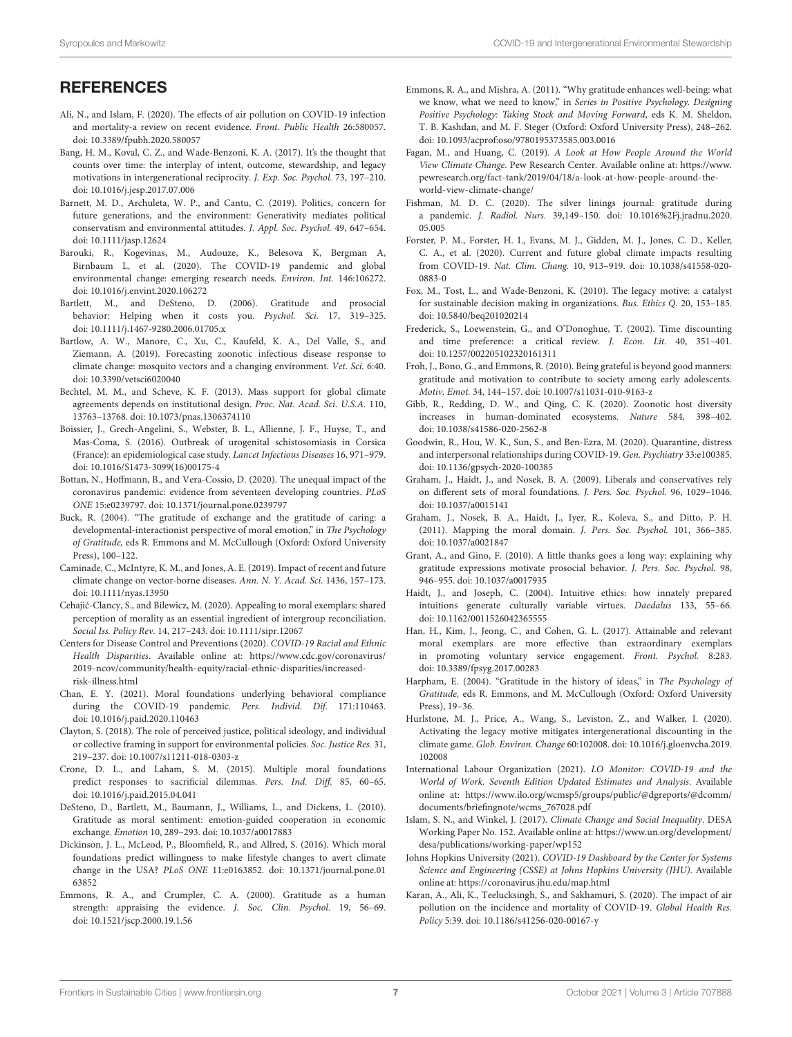## REFERENCES

Ali, N., and Islam, F. (2020). The effects of air pollution on COVID-19 infection and mortality-a review on recent evidence. *Front. Public Health* 26:580057. doi: 10.3389/fpubh.2020.580057

Bang, H. M., Koval, C. Z., and Wade-Benzoni, K. A. (2017). It's the thought that counts over time: the interplay of intent, outcome, stewardship, and legacy motivations in intergenerational reciprocity. *J. Exp. Soc. Psychol.* 73, 197–210. doi: 10.1016/j.jesp.2017.07.006

Barnett, M. D., Archuleta, W. P., and Cantu, C. (2019). Politics, concern for future generations, and the environment: Generativity mediates political conservatism and environmental attitudes. *J. Appl. Soc. Psychol.* 49, 647–654. doi: 10.1111/jasp.12624

Barouki, R., Kogevinas, M., Audouze, K., Belesova K, Bergman A, Birnbaum L, et al. (2020). The COVID-19 pandemic and global environmental change: emerging research needs. *Environ. Int.* 146:106272. doi: 10.1016/j.envint.2020.106272

Bartlett, M., and DeSteno, D. (2006). Gratitude and prosocial behavior: Helping when it costs you. *Psychol. Sci.* 17, 319–325. doi: 10.1111/j.1467-9280.2006.01705.x

Bartlow, A. W., Manore, C., Xu, C., Kaufeld, K. A., Del Valle, S., and Ziemann, A. (2019). Forecasting zoonotic infectious disease response to climate change: mosquito vectors and a changing environment. *Vet. Sci.* 6:40. doi: 10.3390/vetsci6020040

Bechtel, M. M., and Scheve, K. F. (2013). Mass support for global climate agreements depends on institutional design. *Proc. Nat. Acad. Sci. U.S.A.* 110, 13763–13768. doi: 10.1073/pnas.1306374110

Boissier, J., Grech-Angelini, S., Webster, B. L., Allienne, J. F., Huyse, T., and Mas-Coma, S. (2016). Outbreak of urogenital schistosomiasis in Corsica (France): an epidemiological case study. *Lancet Infectious Diseases* 16, 971–979. doi: 10.1016/S1473-3099(16)00175-4

Bottan, N., Hoffmann, B., and Vera-Cossio, D. (2020). The unequal impact of the coronavirus pandemic: evidence from seventeen developing countries. *PLoS ONE* 15:e0239797. doi: 10.1371/journal.pone.0239797

Buck, R. (2004). "The gratitude of exchange and the gratitude of caring: a developmental-interactionist perspective of moral emotion," in *The Psychology of Gratitude,* eds R. Emmons and M. McCullough (Oxford: Oxford University Press), 100–122.

Caminade, C., McIntyre, K. M., and Jones, A. E. (2019). Impact of recent and future climate change on vector-borne diseases. *Ann. N. Y. Acad. Sci.* 1436, 157–173. doi: 10.1111/nyas.13950

Cehajić-Clancy, S., and Bilewicz, M. (2020). Appealing to moral exemplars: shared perception of morality as an essential ingredient of intergroup reconciliation. *Social Iss. Policy Rev.* 14, 217–243. doi: 10.1111/sipr.12067

Centers for Disease Control and Preventions (2020). *COVID-19 Racial and Ethnic Health Disparities*. Available online at: https://www.cdc.gov/coronavirus/2019-ncov/community/health-equity/racial-ethnic-disparities/increased-risk-illness.html

Chan, E. Y. (2021). Moral foundations underlying behavioral compliance during the COVID-19 pandemic. *Pers. Individ. Dif.* 171:110463. doi: 10.1016/j.paid.2020.110463

Clayton, S. (2018). The role of perceived justice, political ideology, and individual or collective framing in support for environmental policies. *Soc. Justice Res.* 31, 219–237. doi: 10.1007/s11211-018-0303-z

Crone, D. L., and Laham, S. M. (2015). Multiple moral foundations predict responses to sacrificial dilemmas. *Pers. Ind. Diff.* 85, 60–65. doi: 10.1016/j.paid.2015.04.041

DeSteno, D., Bartlett, M., Baumann, J., Williams, L., and Dickens, L. (2010). Gratitude as moral sentiment: emotion-guided cooperation in economic exchange. *Emotion* 10, 289–293. doi: 10.1037/a0017883

Dickinson, J. L., McLeod, P., Bloomfield, R., and Allred, S. (2016). Which moral foundations predict willingness to make lifestyle changes to avert climate change in the USA? *PLoS ONE* 11:e0163852. doi: 10.1371/journal.pone.0163852

Emmons, R. A., and Crumpler, C. A. (2000). Gratitude as a human strength: appraising the evidence. *J. Soc. Clin. Psychol.* 19, 56–69. doi: 10.1521/jscp.2000.19.1.56

Emmons, R. A., and Mishra, A. (2011). "Why gratitude enhances well-being: what we know, what we need to know," in *Series in Positive Psychology. Designing Positive Psychology: Taking Stock and Moving Forward*, eds K. M. Sheldon, T. B. Kashdan, and M. F. Steger (Oxford: Oxford University Press), 248–262. doi: 10.1093/acprof:oso/9780195373585.003.0016

Fagan, M., and Huang, C. (2019). *A Look at How People Around the World View Climate Change*. Pew Research Center. Available online at: https://www.pewresearch.org/fact-tank/2019/04/18/a-look-at-how-people-around-the-world-view-climate-change/

Fishman, M. D. C. (2020). The silver linings journal: gratitude during a pandemic. *J. Radiol. Nurs.* 39,149–150. doi: 10.1016%2Fj.jradnu.2020.05.005

Forster, P. M., Forster, H. I., Evans, M. J., Gidden, M. J., Jones, C. D., Keller, C. A., et al. (2020). Current and future global climate impacts resulting from COVID-19. *Nat. Clim. Chang.* 10, 913–919. doi: 10.1038/s41558-020-0883-0

Fox, M., Tost, L., and Wade-Benzoni, K. (2010). The legacy motive: a catalyst for sustainable decision making in organizations. *Bus. Ethics Q.* 20, 153–185. doi: 10.5840/beq201020214

Frederick, S., Loewenstein, G., and O'Donoghue, T. (2002). Time discounting and time preference: a critical review. *J. Econ. Lit.* 40, 351–401. doi: 10.1257/002205102320161311

Froh, J., Bono, G., and Emmons, R. (2010). Being grateful is beyond good manners: gratitude and motivation to contribute to society among early adolescents. *Motiv. Emot.* 34, 144–157. doi: 10.1007/s11031-010-9163-z

Gibb, R., Redding, D. W., and Qing, C. K. (2020). Zoonotic host diversity increases in human-dominated ecosystems. *Nature* 584, 398–402. doi: 10.1038/s41586-020-2562-8

Goodwin, R., Hou, W. K., Sun, S., and Ben-Ezra, M. (2020). Quarantine, distress and interpersonal relationships during COVID-19. *Gen. Psychiatry* 33:e100385. doi: 10.1136/gpsych-2020-100385

Graham, J., Haidt, J., and Nosek, B. A. (2009). Liberals and conservatives rely on different sets of moral foundations. *J. Pers. Soc. Psychol.* 96, 1029–1046. doi: 10.1037/a0015141

Graham, J., Nosek, B. A., Haidt, J., Iyer, R., Koleva, S., and Ditto, P. H. (2011). Mapping the moral domain. *J. Pers. Soc. Psychol.* 101, 366–385. doi: 10.1037/a0021847

Grant, A., and Gino, F. (2010). A little thanks goes a long way: explaining why gratitude expressions motivate prosocial behavior. *J. Pers. Soc. Psychol.* 98, 946–955. doi: 10.1037/a0017935

Haidt, J., and Joseph, C. (2004). Intuitive ethics: how innately prepared intuitions generate culturally variable virtues. *Daedalus* 133, 55–66. doi: 10.1162/0011526042365555

Han, H., Kim, J., Jeong, C., and Cohen, G. L. (2017). Attainable and relevant moral exemplars are more effective than extraordinary exemplars in promoting voluntary service engagement. *Front. Psychol.* 8:283. doi: 10.3389/fpsyg.2017.00283

Harpham, E. (2004). "Gratitude in the history of ideas," in *The Psychology of Gratitude*, eds R. Emmons, and M. McCullough (Oxford: Oxford University Press), 19–36.

Hurlstone, M. J., Price, A., Wang, S., Leviston, Z., and Walker, I. (2020). Activating the legacy motive mitigates intergenerational discounting in the climate game. *Glob. Environ. Change* 60:102008. doi: 10.1016/j.gloenvcha.2019.102008

International Labour Organization (2021). *LO Monitor: COVID-19 and the World of Work. Seventh Edition Updated Estimates and Analysis*. Available online at: https://www.ilo.org/wcmsp5/groups/public/@dgreports/@dcomm/documents/briefingnote/wcms_767028.pdf

Islam, S. N., and Winkel, J. (2017). *Climate Change and Social Inequality*. DESA Working Paper No. 152. Available online at: https://www.un.org/development/desa/publications/working-paper/wp152

Johns Hopkins University (2021). *COVID-19 Dashboard by the Center for Systems Science and Engineering (CSSE) at Johns Hopkins University (JHU)*. Available online at: https://coronavirus.jhu.edu/map.html

Karan, A., Ali, K., Teelucksingh, S., and Sakhamuri, S. (2020). The impact of air pollution on the incidence and mortality of COVID-19. *Global Health Res. Policy* 5:39. doi: 10.1186/s41256-020-00167-y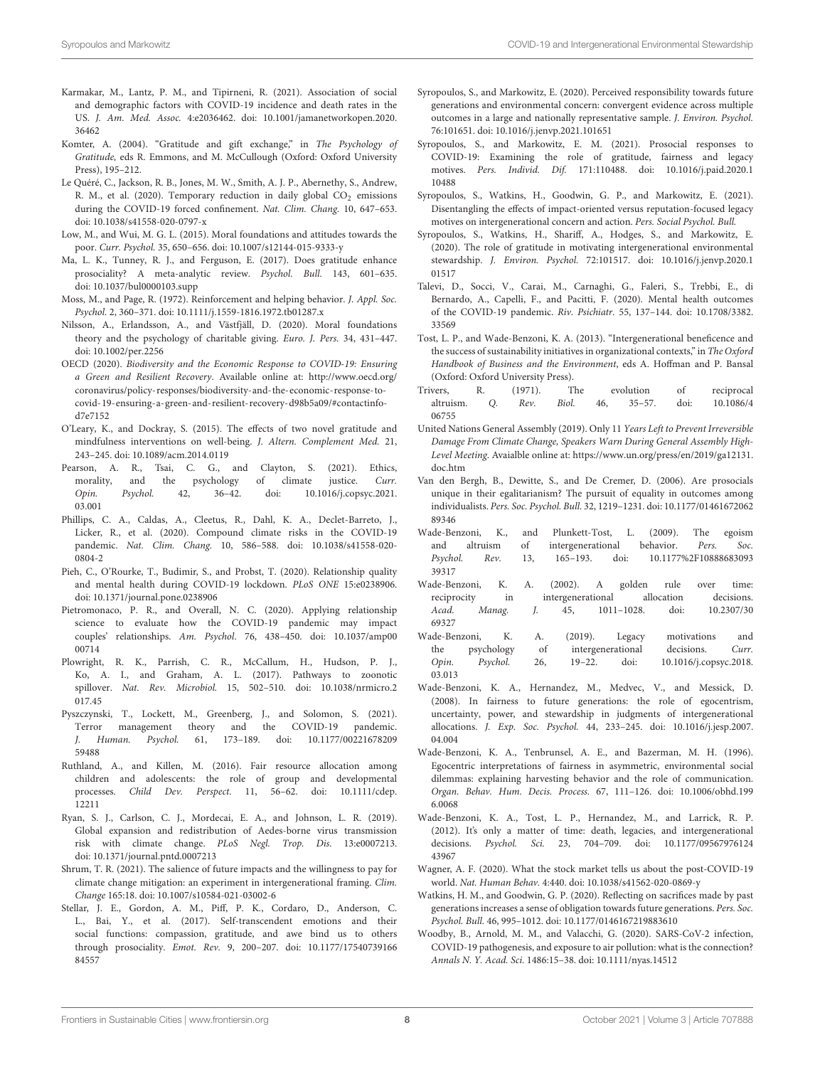Karmakar, M., Lantz, P. M., and Tipirneni, R. (2021). Association of social and demographic factors with COVID-19 incidence and death rates in the US. *J. Am. Med. Assoc.* 4:e2036462. doi: 10.1001/jamanetworkopen.2020.36462

Komter, A. (2004). "Gratitude and gift exchange," in *The Psychology of Gratitude*, eds R. Emmons, and M. McCullough (Oxford: Oxford University Press), 195–212.

Le Quéré, C., Jackson, R. B., Jones, M. W., Smith, A. J. P., Abernethy, S., Andrew, R. M., et al. (2020). Temporary reduction in daily global $CO_2$ emissions during the COVID-19 forced confinement. *Nat. Clim. Chang.* 10, 647–653. doi: 10.1038/s41558-020-0797-x

Low, M., and Wui, M. G. L. (2015). Moral foundations and attitudes towards the poor. *Curr. Psychol.* 35, 650–656. doi: 10.1007/s12144-015-9333-y

Ma, L. K., Tunney, R. J., and Ferguson, E. (2017). Does gratitude enhance prosociality? A meta-analytic review. *Psychol. Bull.* 143, 601–635. doi: 10.1037/bul0000103.supp

Moss, M., and Page, R. (1972). Reinforcement and helping behavior. *J. Appl. Soc. Psychol.* 2, 360–371. doi: 10.1111/j.1559-1816.1972.tb01287.x

Nilsson, A., Erlandsson, A., and Västfjäll, D. (2020). Moral foundations theory and the psychology of charitable giving. *Euro. J. Pers.* 34, 431–447. doi: 10.1002/per.2256

OECD (2020). *Biodiversity and the Economic Response to COVID-19: Ensuring a Green and Resilient Recovery*. Available online at: http://www.oecd.org/coronavirus/policy-responses/biodiversity-and-the-economic-response-to-covid-19-ensuring-a-green-and-resilient-recovery-d98b5a09/#contactinfo-d7e7152

O'Leary, K., and Dockray, S. (2015). The effects of two novel gratitude and mindfulness interventions on well-being. *J. Altern. Complement Med.* 21, 243–245. doi: 10.1089/acm.2014.0119

Pearson, A. R., Tsai, C. G., and Clayton, S. (2021). Ethics, morality, and the psychology of climate justice. *Curr. Opin. Psychol.* 42, 36–42. doi: 10.1016/j.copsyc.2021.03.001

Phillips, C. A., Caldas, A., Cleetus, R., Dahl, K. A., Declet-Barreto, J., Licker, R., et al. (2020). Compound climate risks in the COVID-19 pandemic. *Nat. Clim. Chang.* 10, 586–588. doi: 10.1038/s41558-020-0804-2

Pieh, C., O'Rourke, T., Budimir, S., and Probst, T. (2020). Relationship quality and mental health during COVID-19 lockdown. *PLoS ONE* 15:e0238906. doi: 10.1371/journal.pone.0238906

Pietromonaco, P. R., and Overall, N. C. (2020). Applying relationship science to evaluate how the COVID-19 pandemic may impact couples' relationships. *Am. Psychol.* 76, 438–450. doi: 10.1037/amp0000714

Plowright, R. K., Parrish, C. R., McCallum, H., Hudson, P. J., Ko, A. I., and Graham, A. L. (2017). Pathways to zoonotic spillover. *Nat. Rev. Microbiol.* 15, 502–510. doi: 10.1038/nrmicro.2017.45

Pyszczynski, T., Lockett, M., Greenberg, J., and Solomon, S. (2021). Terror management theory and the COVID-19 pandemic. *J. Human. Psychol.* 61, 173–189. doi: 10.1177/0022167820959488

Ruthland, A., and Killen, M. (2016). Fair resource allocation among children and adolescents: the role of group and developmental processes. *Child Dev. Perspect.* 11, 56–62. doi: 10.1111/cdep.12211

Ryan, S. J., Carlson, C. J., Mordecai, E. A., and Johnson, L. R. (2019). Global expansion and redistribution of Aedes-borne virus transmission risk with climate change. *PLoS Negl. Trop. Dis.* 13:e0007213. doi: 10.1371/journal.pntd.0007213

Shrum, T. R. (2021). The salience of future impacts and the willingness to pay for climate change mitigation: an experiment in intergenerational framing. *Clim. Change* 165:18. doi: 10.1007/s10584-021-03002-6

Stellar, J. E., Gordon, A. M., Piff, P. K., Cordaro, D., Anderson, C. L., Bai, Y., et al. (2017). Self-transcendent emotions and their social functions: compassion, gratitude, and awe bind us to others through prosociality. *Emot. Rev.* 9, 200–207. doi: 10.1177/1754073916684557

Syropoulos, S., and Markowitz, E. (2020). Perceived responsibility towards future generations and environmental concern: convergent evidence across multiple outcomes in a large and nationally representative sample. *J. Environ. Psychol.* 76:101651. doi: 10.1016/j.jenvp.2021.101651

Syropoulos, S., and Markowitz, E. M. (2021). Prosocial responses to COVID-19: Examining the role of gratitude, fairness and legacy motives. *Pers. Individ. Dif.* 171:110488. doi: 10.1016/j.paid.2020.110488

Syropoulos, S., Watkins, H., Goodwin, G. P., and Markowitz, E. (2021). Disentangling the effects of impact-oriented versus reputation-focused legacy motives on intergenerational concern and action. *Pers. Social Psychol. Bull.*

Syropoulos, S., Watkins, H., Shariff, A., Hodges, S., and Markowitz, E. (2020). The role of gratitude in motivating intergenerational environmental stewardship. *J. Environ. Psychol.* 72:101517. doi: 10.1016/j.jenvp.2020.101517

Talevi, D., Socci, V., Carai, M., Carnaghi, G., Faleri, S., Trebbi, E., di Bernardo, A., Capelli, F., and Pacitti, F. (2020). Mental health outcomes of the COVID-19 pandemic. *Riv. Psichiatr.* 55, 137–144. doi: 10.1708/3382.33569

Tost, L. P., and Wade-Benzoni, K. A. (2013). "Intergenerational beneficence and the success of sustainability initiatives in organizational contexts," in *The Oxford Handbook of Business and the Environment*, eds A. Hoffman and P. Bansal (Oxford: Oxford University Press).

Trivers, R. (1971). The evolution of reciprocal altruism. *Q. Rev. Biol.* 46, 35–57. doi: 10.1086/406755

United Nations General Assembly (2019). Only 11 *Years Left to Prevent Irreversible Damage From Climate Change, Speakers Warn During General Assembly High-Level Meeting*. Avaialble online at: https://www.un.org/press/en/2019/ga12131.doc.htm

Van den Bergh, B., Dewitte, S., and De Cremer, D. (2006). Are prosocials unique in their egalitarianism? The pursuit of equality in outcomes among individualists. *Pers. Soc. Psychol. Bull.* 32, 1219–1231. doi: 10.1177/0146167206289346

Wade-Benzoni, K., and Plunkett-Tost, L. (2009). The egoism and altruism of intergenerational behavior. *Pers. Soc. Psychol. Rev.* 13, 165–193. doi: 10.1177%2F1088868309339317

Wade-Benzoni, K. A. (2002). A golden rule over time: reciprocity in intergenerational allocation decisions. *Acad. Manag. J.* 45, 1011–1028. doi: 10.2307/3069327

Wade-Benzoni, K. A. (2019). Legacy motivations and the psychology of intergenerational decisions. *Curr. Opin. Psychol.* 26, 19–22. doi: 10.1016/j.copsyc.2018.03.013

Wade-Benzoni, K. A., Hernandez, M., Medvec, V., and Messick, D. (2008). In fairness to future generations: the role of egocentrism, uncertainty, power, and stewardship in judgments of intergenerational allocations. *J. Exp. Soc. Psychol.* 44, 233–245. doi: 10.1016/j.jesp.2007.04.004

Wade-Benzoni, K. A., Tenbrunsel, A. E., and Bazerman, M. H. (1996). Egocentric interpretations of fairness in asymmetric, environmental social dilemmas: explaining harvesting behavior and the role of communication. *Organ. Behav. Hum. Decis. Process.* 67, 111–126. doi: 10.1006/obhd.1996.0068

Wade-Benzoni, K. A., Tost, L. P., Hernandez, M., and Larrick, R. P. (2012). It's only a matter of time: death, legacies, and intergenerational decisions. *Psychol. Sci.* 23, 704–709. doi: 10.1177/0956797612443967

Wagner, A. F. (2020). What the stock market tells us about the post-COVID-19 world. *Nat. Human Behav.* 4:440. doi: 10.1038/s41562-020-0869-y

Watkins, H. M., and Goodwin, G. P. (2020). Reflecting on sacrifices made by past generations increases a sense of obligation towards future generations. *Pers. Soc. Psychol. Bull.* 46, 995–1012. doi: 10.1177/0146167219883610

Woodby, B., Arnold, M. M., and Valacchi, G. (2020). SARS-CoV-2 infection, COVID-19 pathogenesis, and exposure to air pollution: what is the connection? *Annals N. Y. Acad. Sci.* 1486:15–38. doi: 10.1111/nyas.14512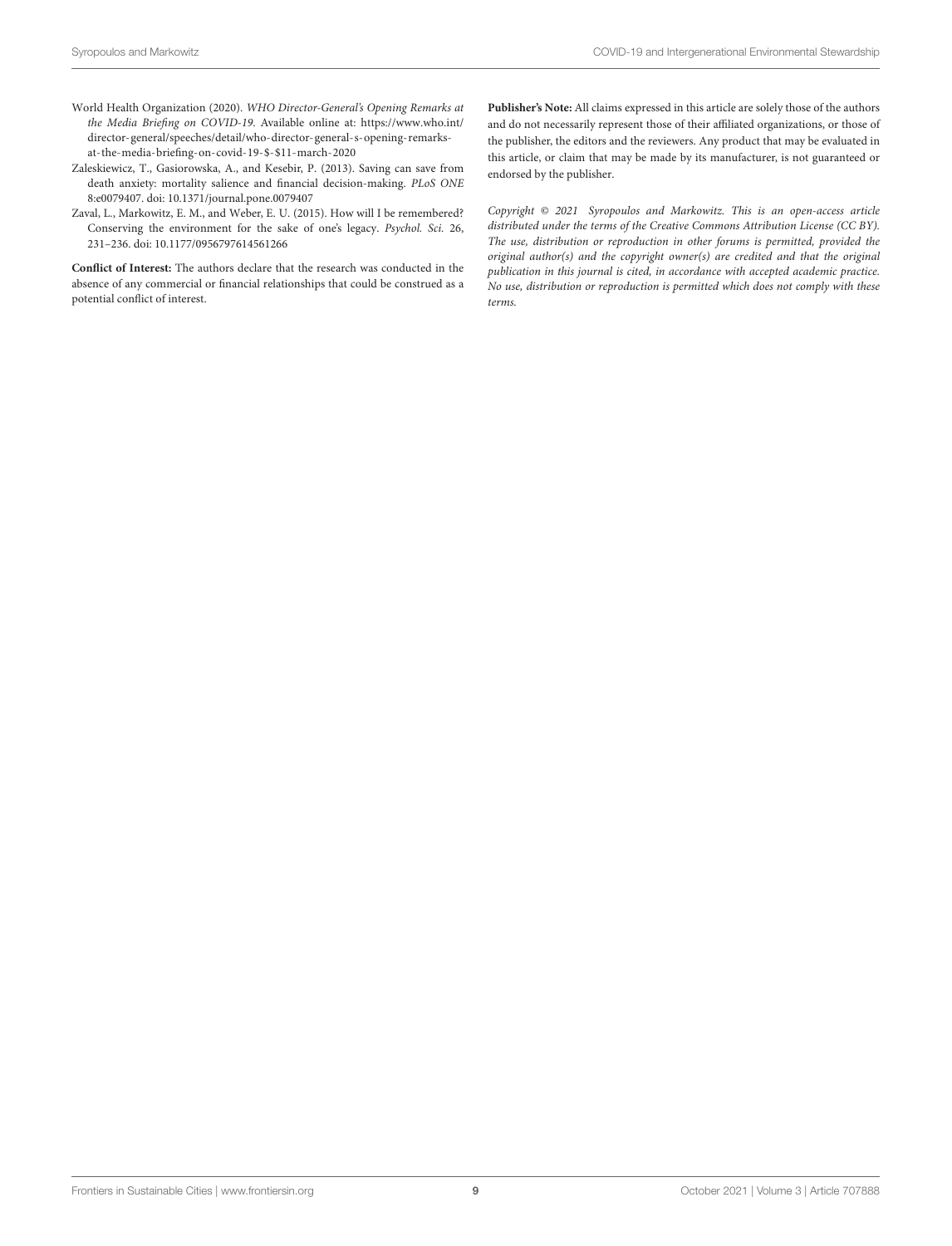World Health Organization (2020). *WHO Director-General's Opening Remarks at the Media Briefing on COVID-19*. Available online at: https://www.who.int/director-general/speeches/detail/who-director-general-s-opening-remarks-at-the-media-briefing-on-covid-19-$-$11-march-2020

Zaleskiewicz, T., Gasiorowska, A., and Kesebir, P. (2013). Saving can save from death anxiety: mortality salience and financial decision-making. *PLoS ONE* 8:e0079407. doi: 10.1371/journal.pone.0079407

Zaval, L., Markowitz, E. M., and Weber, E. U. (2015). How will I be remembered? Conserving the environment for the sake of one's legacy. *Psychol. Sci.* 26, 231–236. doi: 10.1177/0956797614561266

**Conflict of Interest:** The authors declare that the research was conducted in the absence of any commercial or financial relationships that could be construed as a potential conflict of interest.

**Publisher's Note:** All claims expressed in this article are solely those of the authors and do not necessarily represent those of their affiliated organizations, or those of the publisher, the editors and the reviewers. Any product that may be evaluated in this article, or claim that may be made by its manufacturer, is not guaranteed or endorsed by the publisher.

*Copyright © 2021 Syropoulos and Markowitz. This is an open-access article distributed under the terms of the Creative Commons Attribution License (CC BY). The use, distribution or reproduction in other forums is permitted, provided the original author(s) and the copyright owner(s) are credited and that the original publication in this journal is cited, in accordance with accepted academic practice. No use, distribution or reproduction is permitted which does not comply with these terms.*